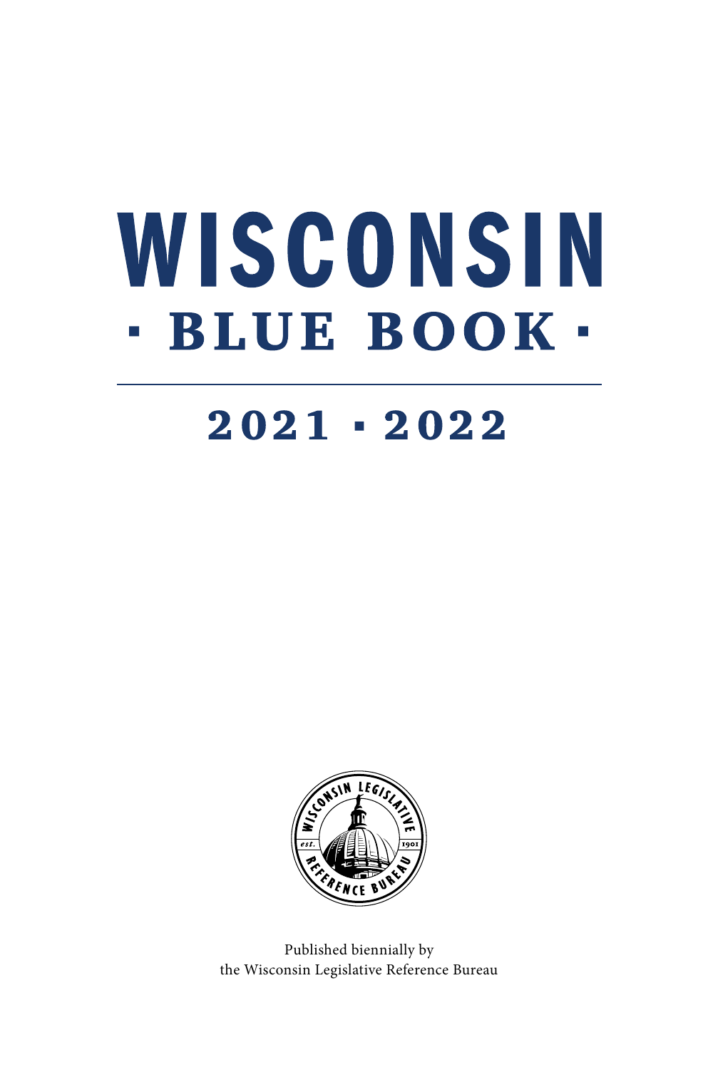# WISCONSIN

## · BLUE BOOK ·

## 2021 · 2022

Published biennially by
the Wisconsin Legislative Reference Bureau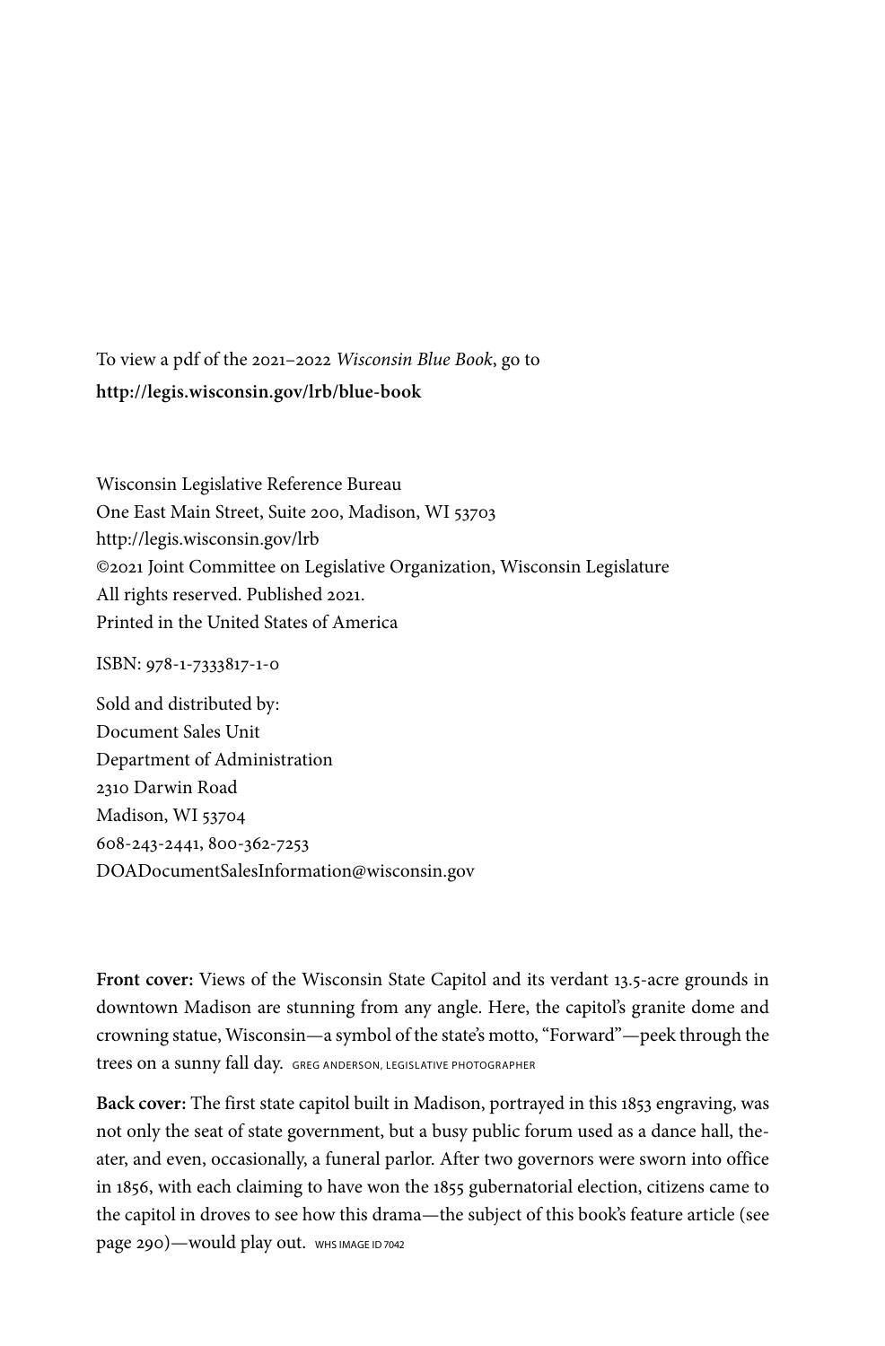To view a pdf of the 2021–2022 *Wisconsin Blue Book*, go to
**http://legis.wisconsin.gov/lrb/blue-book**

Wisconsin Legislative Reference Bureau
One East Main Street, Suite 200, Madison, WI 53703
http://legis.wisconsin.gov/lrb
©2021 Joint Committee on Legislative Organization, Wisconsin Legislature
All rights reserved. Published 2021.
Printed in the United States of America

ISBN: 978-1-7333817-1-0

Sold and distributed by:
Document Sales Unit
Department of Administration
2310 Darwin Road
Madison, WI 53704
608-243-2441, 800-362-7253
DOADocumentSalesInformation@wisconsin.gov

**Front cover:** Views of the Wisconsin State Capitol and its verdant 13.5-acre grounds in downtown Madison are stunning from any angle. Here, the capitol's granite dome and crowning statue, Wisconsin—a symbol of the state's motto, "Forward"—peek through the trees on a sunny fall day. GREG ANDERSON, LEGISLATIVE PHOTOGRAPHER

**Back cover:** The first state capitol built in Madison, portrayed in this 1853 engraving, was not only the seat of state government, but a busy public forum used as a dance hall, theater, and even, occasionally, a funeral parlor. After two governors were sworn into office in 1856, with each claiming to have won the 1855 gubernatorial election, citizens came to the capitol in droves to see how this drama—the subject of this book's feature article (see page 290)—would play out. WHS IMAGE ID 7042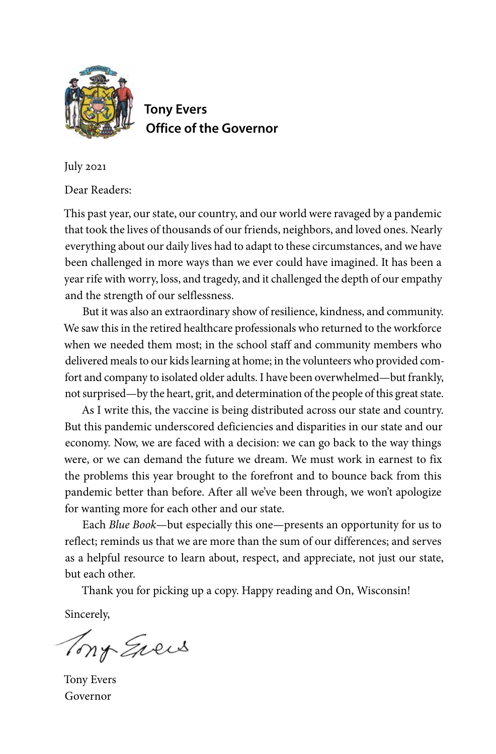**Tony Evers**
**Office of the Governor**

July 2021

Dear Readers:

This past year, our state, our country, and our world were ravaged by a pandemic that took the lives of thousands of our friends, neighbors, and loved ones. Nearly everything about our daily lives had to adapt to these circumstances, and we have been challenged in more ways than we ever could have imagined. It has been a year rife with worry, loss, and tragedy, and it challenged the depth of our empathy and the strength of our selflessness.

But it was also an extraordinary show of resilience, kindness, and community. We saw this in the retired healthcare professionals who returned to the workforce when we needed them most; in the school staff and community members who delivered meals to our kids learning at home; in the volunteers who provided comfort and company to isolated older adults. I have been overwhelmed—but frankly, not surprised—by the heart, grit, and determination of the people of this great state.

As I write this, the vaccine is being distributed across our state and country. But this pandemic underscored deficiencies and disparities in our state and our economy. Now, we are faced with a decision: we can go back to the way things were, or we can demand the future we dream. We must work in earnest to fix the problems this year brought to the forefront and to bounce back from this pandemic better than before. After all we've been through, we won't apologize for wanting more for each other and our state.

Each *Blue Book*—but especially this one—presents an opportunity for us to reflect; reminds us that we are more than the sum of our differences; and serves as a helpful resource to learn about, respect, and appreciate, not just our state, but each other.

Thank you for picking up a copy. Happy reading and On, Wisconsin!

Sincerely,

Tony Evers
Governor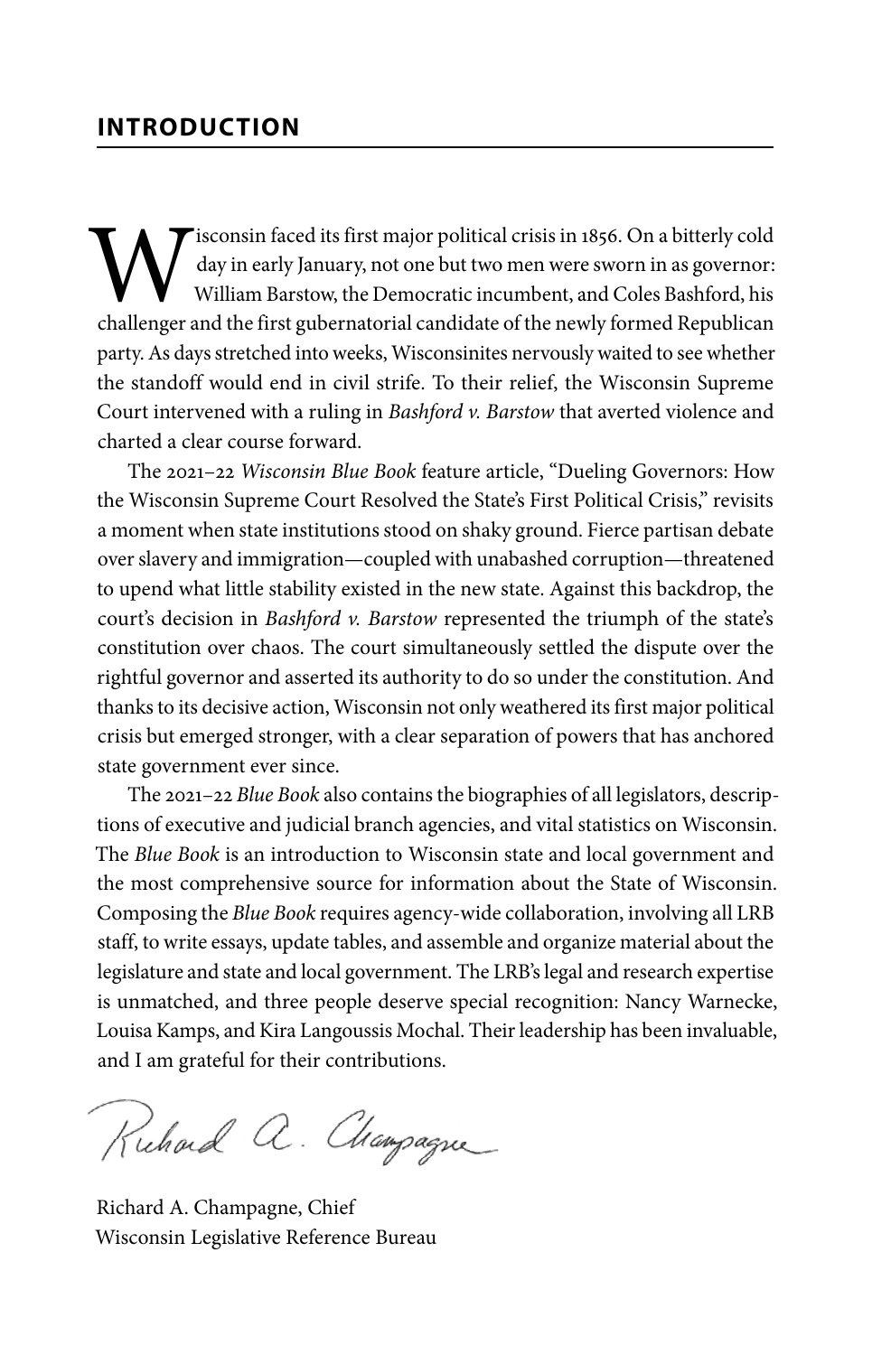## INTRODUCTION

Wisconsin faced its first major political crisis in 1856. On a bitterly cold day in early January, not one but two men were sworn in as governor: William Barstow, the Democratic incumbent, and Coles Bashford, his challenger and the first gubernatorial candidate of the newly formed Republican party. As days stretched into weeks, Wisconsinites nervously waited to see whether the standoff would end in civil strife. To their relief, the Wisconsin Supreme Court intervened with a ruling in *Bashford v. Barstow* that averted violence and charted a clear course forward.

The 2021–22 *Wisconsin Blue Book* feature article, "Dueling Governors: How the Wisconsin Supreme Court Resolved the State's First Political Crisis," revisits a moment when state institutions stood on shaky ground. Fierce partisan debate over slavery and immigration—coupled with unabashed corruption—threatened to upend what little stability existed in the new state. Against this backdrop, the court's decision in *Bashford v. Barstow* represented the triumph of the state's constitution over chaos. The court simultaneously settled the dispute over the rightful governor and asserted its authority to do so under the constitution. And thanks to its decisive action, Wisconsin not only weathered its first major political crisis but emerged stronger, with a clear separation of powers that has anchored state government ever since.

The 2021–22 *Blue Book* also contains the biographies of all legislators, descriptions of executive and judicial branch agencies, and vital statistics on Wisconsin. The *Blue Book* is an introduction to Wisconsin state and local government and the most comprehensive source for information about the State of Wisconsin. Composing the *Blue Book* requires agency-wide collaboration, involving all LRB staff, to write essays, update tables, and assemble and organize material about the legislature and state and local government. The LRB's legal and research expertise is unmatched, and three people deserve special recognition: Nancy Warnecke, Louisa Kamps, and Kira Langoussis Mochal. Their leadership has been invaluable, and I am grateful for their contributions.

Richard A. Champagne

Richard A. Champagne, Chief
Wisconsin Legislative Reference Bureau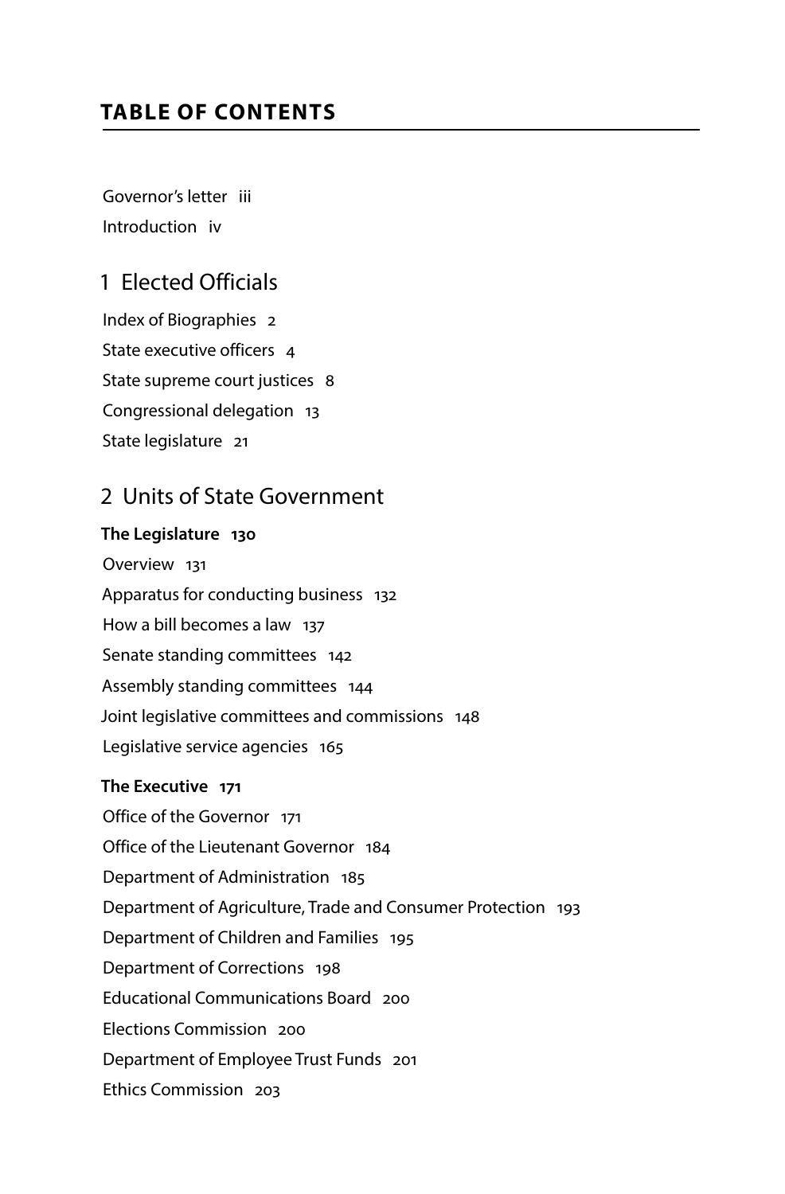## TABLE OF CONTENTS

Governor's letter iii

Introduction iv

## 1 Elected Officials

Index of Biographies 2

State executive officers 4

State supreme court justices 8

Congressional delegation 13

State legislature 21

## 2 Units of State Government

**The Legislature 130**

Overview 131

Apparatus for conducting business 132

How a bill becomes a law 137

Senate standing committees 142

Assembly standing committees 144

Joint legislative committees and commissions 148

Legislative service agencies 165

**The Executive 171**

Office of the Governor 171

Office of the Lieutenant Governor 184

Department of Administration 185

Department of Agriculture, Trade and Consumer Protection 193

Department of Children and Families 195

Department of Corrections 198

Educational Communications Board 200

Elections Commission 200

Department of Employee Trust Funds 201

Ethics Commission 203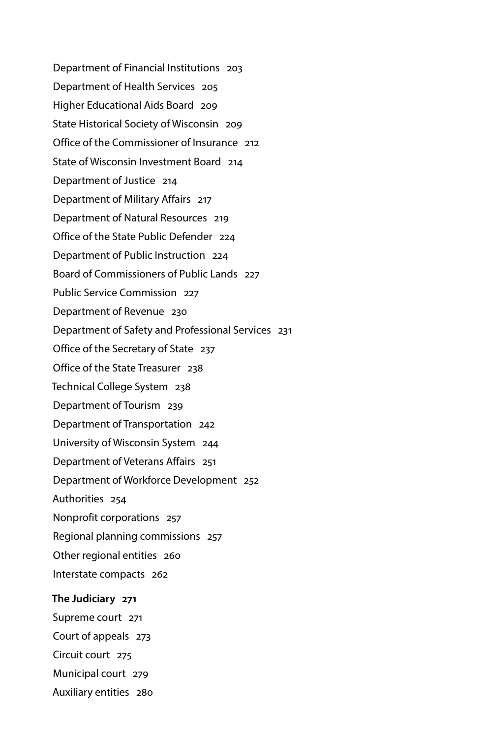Department of Financial Institutions 203

Department of Health Services 205

Higher Educational Aids Board 209

State Historical Society of Wisconsin 209

Office of the Commissioner of Insurance 212

State of Wisconsin Investment Board 214

Department of Justice 214

Department of Military Affairs 217

Department of Natural Resources 219

Office of the State Public Defender 224

Department of Public Instruction 224

Board of Commissioners of Public Lands 227

Public Service Commission 227

Department of Revenue 230

Department of Safety and Professional Services 231

Office of the Secretary of State 237

Office of the State Treasurer 238

Technical College System 238

Department of Tourism 239

Department of Transportation 242

University of Wisconsin System 244

Department of Veterans Affairs 251

Department of Workforce Development 252

Authorities 254

Nonprofit corporations 257

Regional planning commissions 257

Other regional entities 260

Interstate compacts 262

**The Judiciary 271**

Supreme court 271

Court of appeals 273

Circuit court 275

Municipal court 279

Auxiliary entities 280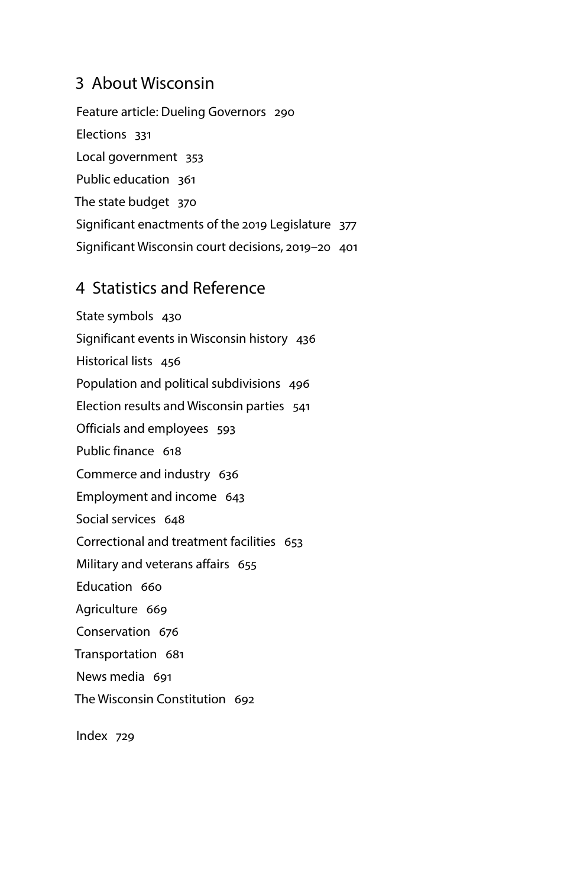## 3 About Wisconsin

Feature article: Dueling Governors 290

Elections 331

Local government 353

Public education 361

The state budget 370

Significant enactments of the 2019 Legislature 377

Significant Wisconsin court decisions, 2019–20 401

## 4 Statistics and Reference

State symbols 430

Significant events in Wisconsin history 436

Historical lists 456

Population and political subdivisions 496

Election results and Wisconsin parties 541

Officials and employees 593

Public finance 618

Commerce and industry 636

Employment and income 643

Social services 648

Correctional and treatment facilities 653

Military and veterans affairs 655

Education 660

Agriculture 669

Conservation 676

Transportation 681

News media 691

The Wisconsin Constitution 692

Index 729